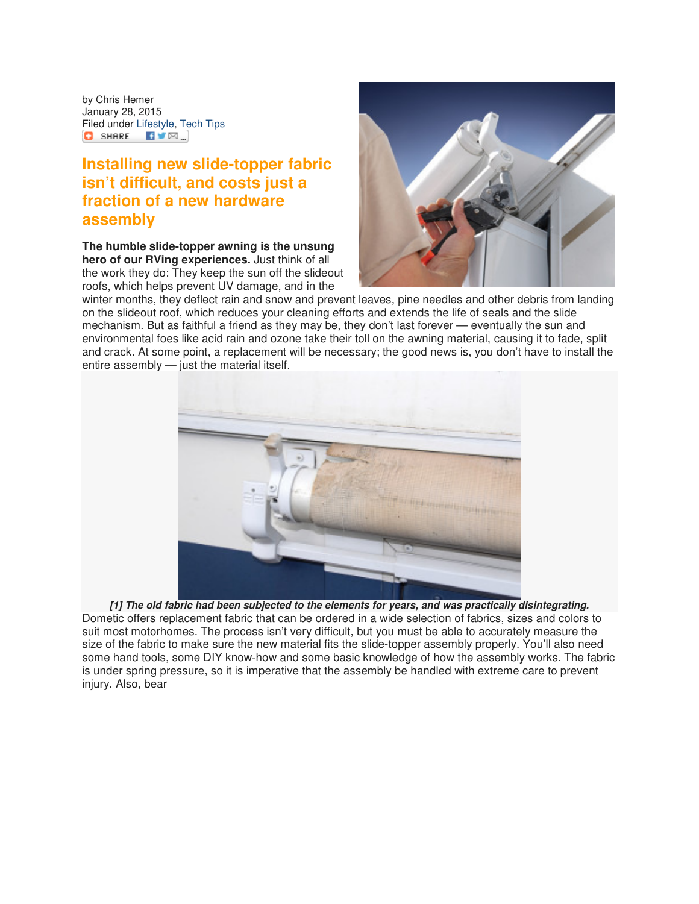by Chris Hemer
January 28, 2015
Filed under Lifestyle, Tech Tips

# Installing new slide-topper fabric isn't difficult, and costs just a fraction of a new hardware assembly

**The humble slide-topper awning is the unsung hero of our RVing experiences.** Just think of all the work they do: They keep the sun off the slideout roofs, which helps prevent UV damage, and in the winter months, they deflect rain and snow and prevent leaves, pine needles and other debris from landing on the slideout roof, which reduces your cleaning efforts and extends the life of seals and the slide mechanism. But as faithful a friend as they may be, they don't last forever — eventually the sun and environmental foes like acid rain and ozone take their toll on the awning material, causing it to fade, split and crack. At some point, a replacement will be necessary; the good news is, you don't have to install the entire assembly — just the material itself.

***[1] The old fabric had been subjected to the elements for years, and was practically disintegrating.***

Dometic offers replacement fabric that can be ordered in a wide selection of fabrics, sizes and colors to suit most motorhomes. The process isn't very difficult, but you must be able to accurately measure the size of the fabric to make sure the new material fits the slide-topper assembly properly. You'll also need some hand tools, some DIY know-how and some basic knowledge of how the assembly works. The fabric is under spring pressure, so it is imperative that the assembly be handled with extreme care to prevent injury. Also, bear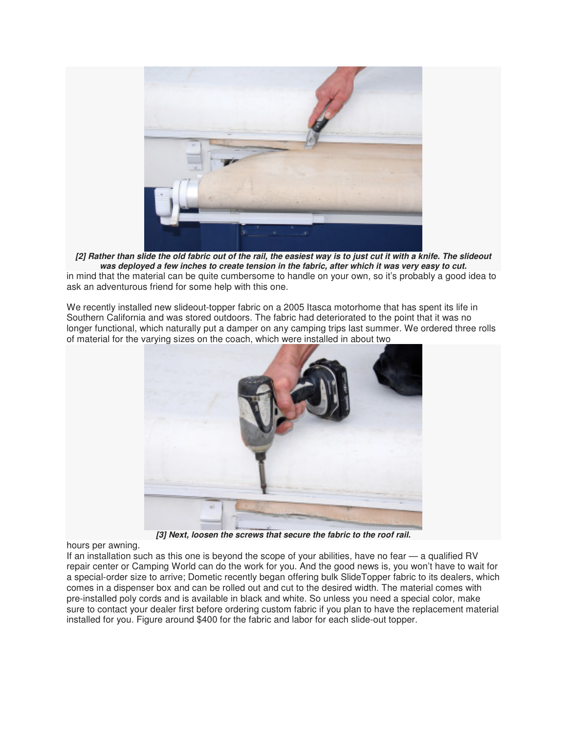***[2] Rather than slide the old fabric out of the rail, the easiest way is to just cut it with a knife. The slideout was deployed a few inches to create tension in the fabric, after which it was very easy to cut.***

in mind that the material can be quite cumbersome to handle on your own, so it's probably a good idea to ask an adventurous friend for some help with this one.

We recently installed new slideout-topper fabric on a 2005 Itasca motorhome that has spent its life in Southern California and was stored outdoors. The fabric had deteriorated to the point that it was no longer functional, which naturally put a damper on any camping trips last summer. We ordered three rolls of material for the varying sizes on the coach, which were installed in about two

***[3] Next, loosen the screws that secure the fabric to the roof rail.***

hours per awning.

If an installation such as this one is beyond the scope of your abilities, have no fear — a qualified RV repair center or Camping World can do the work for you. And the good news is, you won't have to wait for a special-order size to arrive; Dometic recently began offering bulk SlideTopper fabric to its dealers, which comes in a dispenser box and can be rolled out and cut to the desired width. The material comes with pre-installed poly cords and is available in black and white. So unless you need a special color, make sure to contact your dealer first before ordering custom fabric if you plan to have the replacement material installed for you. Figure around $400 for the fabric and labor for each slide-out topper.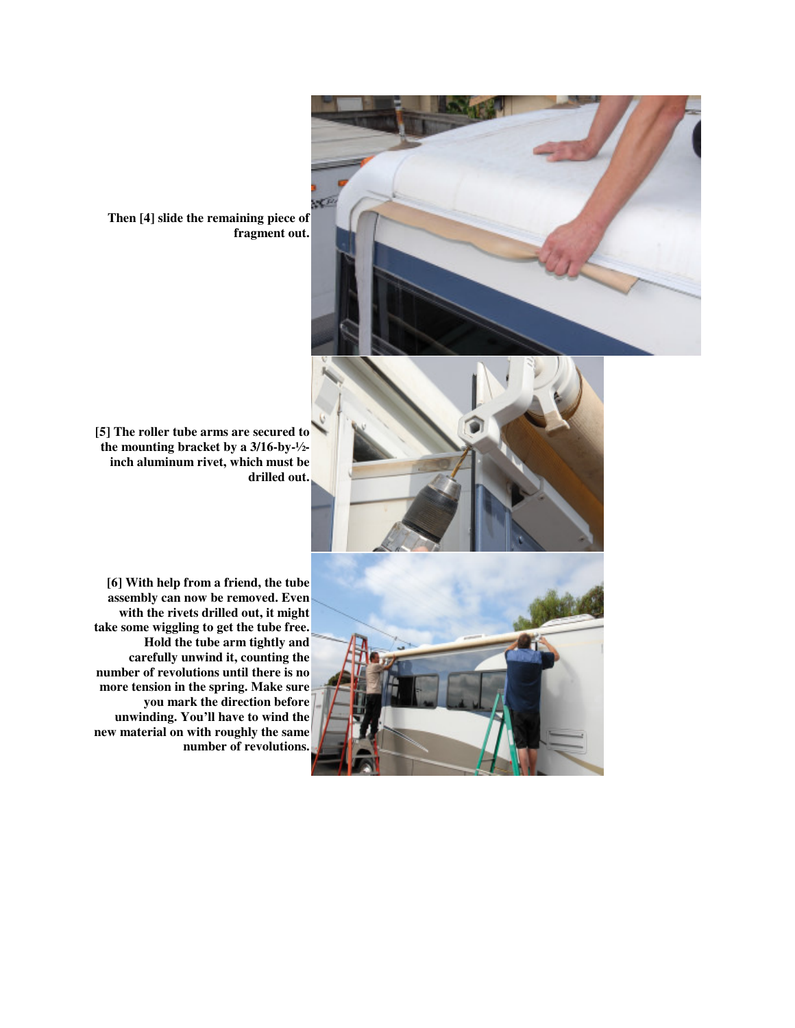**Then [4] slide the remaining piece of fragment out.**

**[5] The roller tube arms are secured to the mounting bracket by a 3/16-by-½-inch aluminum rivet, which must be drilled out.**

**[6] With help from a friend, the tube assembly can now be removed. Even with the rivets drilled out, it might take some wiggling to get the tube free. Hold the tube arm tightly and carefully unwind it, counting the number of revolutions until there is no more tension in the spring. Make sure you mark the direction before unwinding. You'll have to wind the new material on with roughly the same number of revolutions.**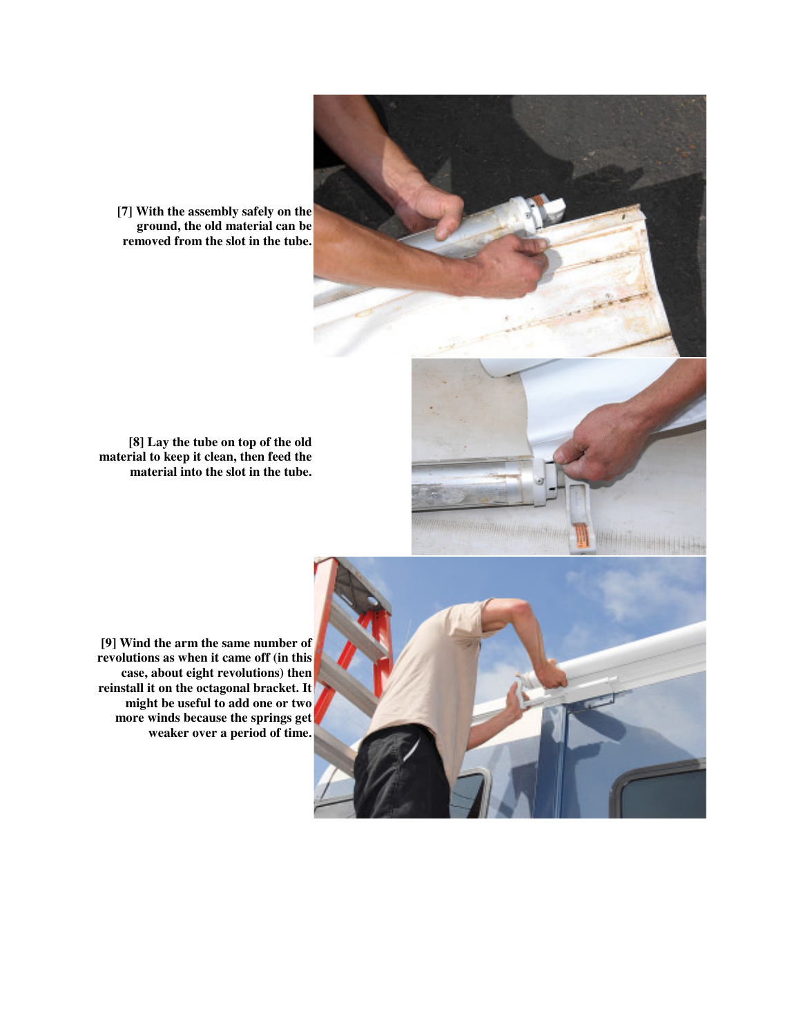**[7] With the assembly safely on the ground, the old material can be removed from the slot in the tube.**

**[8] Lay the tube on top of the old material to keep it clean, then feed the material into the slot in the tube.**

**[9] Wind the arm the same number of revolutions as when it came off (in this case, about eight revolutions) then reinstall it on the octagonal bracket. It might be useful to add one or two more winds because the springs get weaker over a period of time.**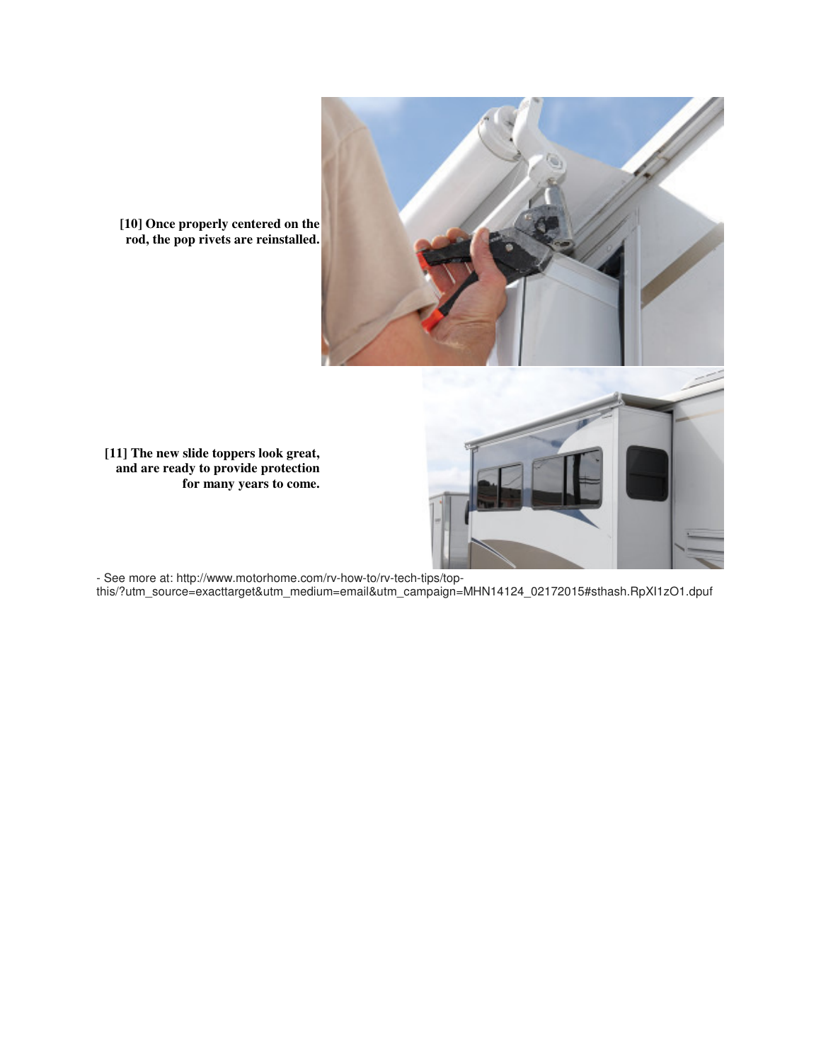**[10] Once properly centered on the rod, the pop rivets are reinstalled.**

**[11] The new slide toppers look great, and are ready to provide protection for many years to come.**

- See more at: http://www.motorhome.com/rv-how-to/rv-tech-tips/top-this/?utm_source=exacttarget&utm_medium=email&utm_campaign=MHN14124_02172015#sthash.RpXI1zO1.dpuf